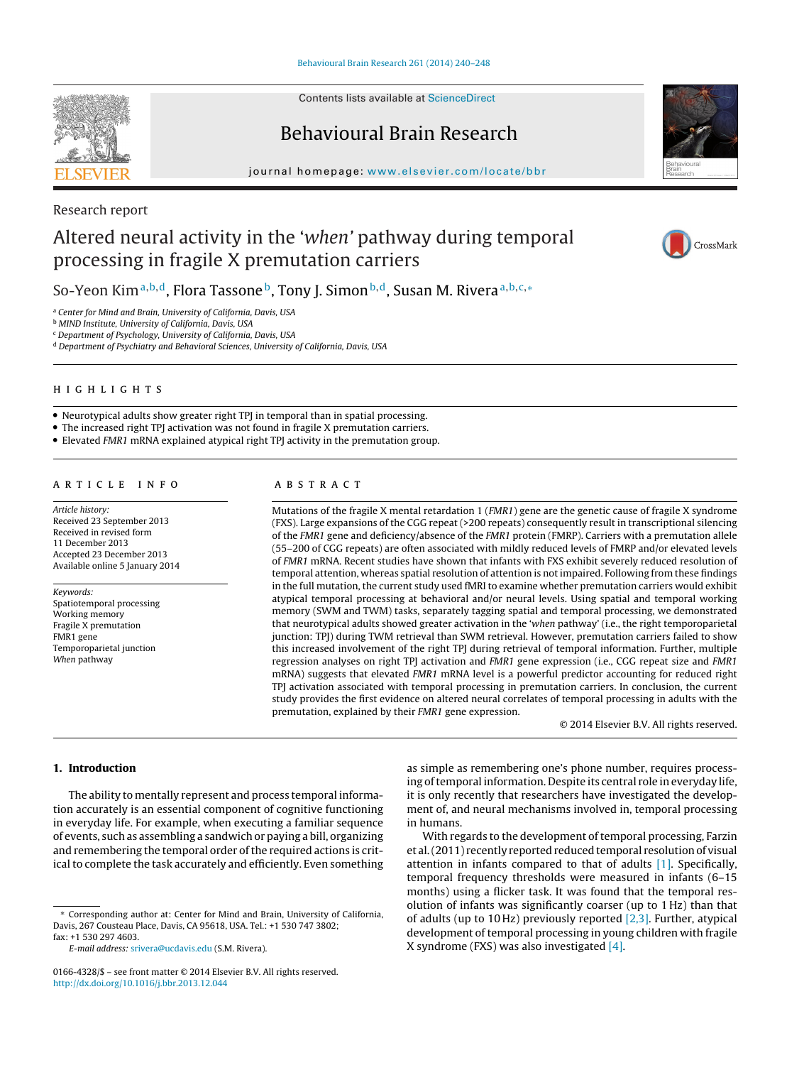Research report

# Altered neural activity in the '*when*' pathway during temporal processing in fragile X premutation carriers

So-Yeon Kim [a,b,d], Flora Tassone [b], Tony J. Simon [b,d], Susan M. Rivera [a,b,c,*]

[a] Center for Mind and Brain, University of California, Davis, USA
[b] MIND Institute, University of California, Davis, USA
[c] Department of Psychology, University of California, Davis, USA
[d] Department of Psychiatry and Behavioral Sciences, University of California, Davis, USA

## HIGHLIGHTS

- Neurotypical adults show greater right TPJ in temporal than in spatial processing.
- The increased right TPJ activation was not found in fragile X premutation carriers.
- Elevated *FMR1* mRNA explained atypical right TPJ activity in the premutation group.

## ARTICLE INFO

*Article history:*
Received 23 September 2013
Received in revised form
11 December 2013
Accepted 23 December 2013
Available online 5 January 2014

*Keywords:*
Spatiotemporal processing
Working memory
Fragile X premutation
FMR1 gene
Temporoparietal junction
*When* pathway

## ABSTRACT

Mutations of the fragile X mental retardation 1 (*FMR1*) gene are the genetic cause of fragile X syndrome (FXS). Large expansions of the CGG repeat (>200 repeats) consequently result in transcriptional silencing of the *FMR1* gene and deficiency/absence of the *FMR1* protein (FMRP). Carriers with a premutation allele (55–200 of CGG repeats) are often associated with mildly reduced levels of FMRP and/or elevated levels of *FMR1* mRNA. Recent studies have shown that infants with FXS exhibit severely reduced resolution of temporal attention, whereas spatial resolution of attention is not impaired. Following from these findings in the full mutation, the current study used fMRI to examine whether premutation carriers would exhibit atypical temporal processing at behavioral and/or neural levels. Using spatial and temporal working memory (SWM and TWM) tasks, separately tagging spatial and temporal processing, we demonstrated that neurotypical adults showed greater activation in the '*when* pathway' (i.e., the right temporoparietal junction: TPJ) during TWM retrieval than SWM retrieval. However, premutation carriers failed to show this increased involvement of the right TPJ during retrieval of temporal information. Further, multiple regression analyses on right TPJ activation and *FMR1* gene expression (i.e., CGG repeat size and *FMR1* mRNA) suggests that elevated *FMR1* mRNA level is a powerful predictor accounting for reduced right TPJ activation associated with temporal processing in premutation carriers. In conclusion, the current study provides the first evidence on altered neural correlates of temporal processing in adults with the premutation, explained by their *FMR1* gene expression.

© 2014 Elsevier B.V. All rights reserved.

## 1. Introduction

The ability to mentally represent and process temporal information accurately is an essential component of cognitive functioning in everyday life. For example, when executing a familiar sequence of events, such as assembling a sandwich or paying a bill, organizing and remembering the temporal order of the required actions is critical to complete the task accurately and efficiently. Even something as simple as remembering one's phone number, requires processing of temporal information. Despite its central role in everyday life, it is only recently that researchers have investigated the development of, and neural mechanisms involved in, temporal processing in humans.

With regards to the development of temporal processing, Farzin et al. (2011) recently reported reduced temporal resolution of visual attention in infants compared to that of adults [1]. Specifically, temporal frequency thresholds were measured in infants (6–15 months) using a flicker task. It was found that the temporal resolution of infants was significantly coarser (up to 1 Hz) than that of adults (up to 10 Hz) previously reported [2,3]. Further, atypical development of temporal processing in young children with fragile X syndrome (FXS) was also investigated [4].

* Corresponding author at: Center for Mind and Brain, University of California, Davis, 267 Cousteau Place, Davis, CA 95618, USA. Tel.: +1 530 747 3802; fax: +1 530 297 4603.
*E-mail address:* srivera@ucdavis.edu (S.M. Rivera).

0166-4328/$ – see front matter © 2014 Elsevier B.V. All rights reserved.
http://dx.doi.org/10.1016/j.bbr.2013.12.044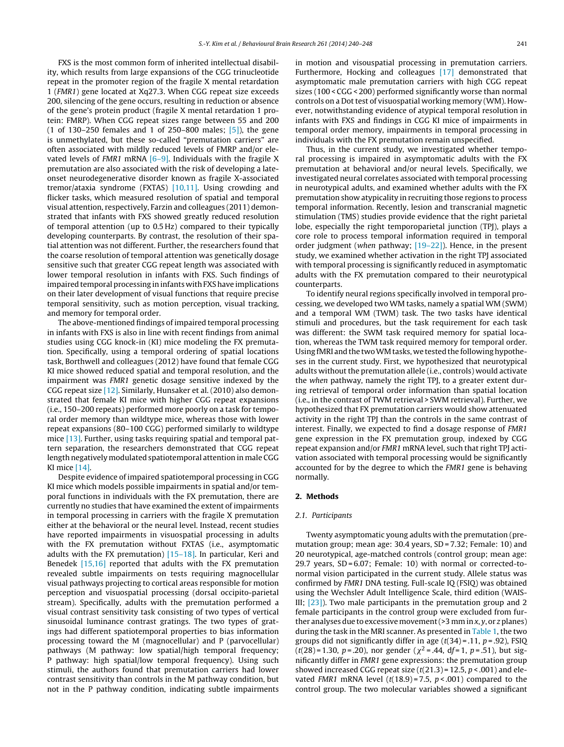FXS is the most common form of inherited intellectual disability, which results from large expansions of the CGG trinucleotide repeat in the promoter region of the fragile X mental retardation 1 (*FMR1*) gene located at Xq27.3. When CGG repeat size exceeds 200, silencing of the gene occurs, resulting in reduction or absence of the gene's protein product (fragile X mental retardation 1 protein: FMRP). When CGG repeat sizes range between 55 and 200 (1 of 130–250 females and 1 of 250–800 males; [5]), the gene is unmethylated, but these so-called "premutation carriers" are often associated with mildly reduced levels of FMRP and/or elevated levels of *FMR1* mRNA [6–9]. Individuals with the fragile X premutation are also associated with the risk of developing a late-onset neurodegenerative disorder known as fragile X-associated tremor/ataxia syndrome (FXTAS) [10,11]. Using crowding and flicker tasks, which measured resolution of spatial and temporal visual attention, respectively, Farzin and colleagues (2011) demonstrated that infants with FXS showed greatly reduced resolution of temporal attention (up to 0.5 Hz) compared to their typically developing counterparts. By contrast, the resolution of their spatial attention was not different. Further, the researchers found that the coarse resolution of temporal attention was genetically dosage sensitive such that greater CGG repeat length was associated with lower temporal resolution in infants with FXS. Such findings of impaired temporal processing in infants with FXS have implications on their later development of visual functions that require precise temporal sensitivity, such as motion perception, visual tracking, and memory for temporal order.

The above-mentioned findings of impaired temporal processing in infants with FXS is also in line with recent findings from animal studies using CGG knock-in (KI) mice modeling the FX premutation. Specifically, using a temporal ordering of spatial locations task, Borthwell and colleagues (2012) have found that female CGG KI mice showed reduced spatial and temporal resolution, and the impairment was *FMR1* genetic dosage sensitive indexed by the CGG repeat size [12]. Similarly, Hunsaker et al. (2010) also demonstrated that female KI mice with higher CGG repeat expansions (i.e., 150–200 repeats) performed more poorly on a task for temporal order memory than wildtype mice, whereas those with lower repeat expansions (80–100 CGG) performed similarly to wildtype mice [13]. Further, using tasks requiring spatial and temporal pattern separation, the researchers demonstrated that CGG repeat length negatively modulated spatiotemporal attention in male CGG KI mice [14].

Despite evidence of impaired spatiotemporal processing in CGG KI mice which models possible impairments in spatial and/or temporal functions in individuals with the FX premutation, there are currently no studies that have examined the extent of impairments in temporal processing in carriers with the fragile X premutation either at the behavioral or the neural level. Instead, recent studies have reported impairments in visuospatial processing in adults with the FX premutation without FXTAS (i.e., asymptomatic adults with the FX premutation) [15–18]. In particular, Keri and Benedek [15,16] reported that adults with the FX premutation revealed subtle impairments on tests requiring magnocellular visual pathways projecting to cortical areas responsible for motion perception and visuospatial processing (dorsal occipito-parietal stream). Specifically, adults with the premutation performed a visual contrast sensitivity task consisting of two types of vertical sinusoidal luminance contrast gratings. The two types of gratings had different spatiotemporal properties to bias information processing toward the M (magnocellular) and P (parvocellular) pathways (M pathway: low spatial/high temporal frequency; P pathway: high spatial/low temporal frequency). Using such stimuli, the authors found that premutation carriers had lower contrast sensitivity than controls in the M pathway condition, but not in the P pathway condition, indicating subtle impairments in motion and visouspatial processing in premutation carriers. Furthermore, Hocking and colleagues [17] demonstrated that asymptomatic male premutation carriers with high CGG repeat sizes (100 < CGG < 200) performed significantly worse than normal controls on a Dot test of visuospatial working memory (WM). However, notwithstanding evidence of atypical temporal resolution in infants with FXS and findings in CGG KI mice of impairments in temporal order memory, impairments in temporal processing in individuals with the FX premutation remain unspecified.

Thus, in the current study, we investigated whether temporal processing is impaired in asymptomatic adults with the FX premutation at behavioral and/or neural levels. Specifically, we investigated neural correlates associated with temporal processing in neurotypical adults, and examined whether adults with the FX premutation show atypicality in recruiting those regions to process temporal information. Recently, lesion and transcranial magnetic stimulation (TMS) studies provide evidence that the right parietal lobe, especially the right temporoparietal junction (TPJ), plays a core role to process temporal information required in temporal order judgment (*when* pathway; [19–22]). Hence, in the present study, we examined whether activation in the right TPJ associated with temporal processing is significantly reduced in asymptomatic adults with the FX premutation compared to their neurotypical counterparts.

To identify neural regions specifically involved in temporal processing, we developed two WM tasks, namely a spatial WM (SWM) and a temporal WM (TWM) task. The two tasks have identical stimuli and procedures, but the task requirement for each task was different: the SWM task required memory for spatial location, whereas the TWM task required memory for temporal order. Using fMRI and the two WM tasks, we tested the following hypotheses in the current study. First, we hypothesized that neurotypical adults without the premutation allele (i.e., controls) would activate the *when* pathway, namely the right TPJ, to a greater extent during retrieval of temporal order information than spatial location (i.e., in the contrast of TWM retrieval > SWM retrieval). Further, we hypothesized that FX premutation carriers would show attenuated activity in the right TPJ than the controls in the same contrast of interest. Finally, we expected to find a dosage response of *FMR1* gene expression in the FX premutation group, indexed by CGG repeat expansion and/or *FMR1* mRNA level, such that right TPJ activation associated with temporal processing would be significantly accounted for by the degree to which the *FMR1* gene is behaving normally.

## 2. Methods

### 2.1. Participants

Twenty asymptomatic young adults with the premutation (premutation group; mean age: 30.4 years, SD = 7.32; Female: 10) and 20 neurotypical, age-matched controls (control group; mean age: 29.7 years, SD = 6.07; Female: 10) with normal or corrected-to-normal vision participated in the current study. Allele status was confirmed by *FMR1* DNA testing. Full-scale IQ (FSIQ) was obtained using the Wechsler Adult Intelligence Scale, third edition (WAIS-III; [23]). Two male participants in the premutation group and 2 female participants in the control group were excluded from further analyses due to excessive movement (>3 mm in *x*, *y*, or *z* planes) during the task in the MRI scanner. As presented in Table 1, the two groups did not significantly differ in age ($t(34) = .11$, $p = .92$), FSIQ ($t(28) = 1.30$, $p = .20$), nor gender ($\chi^2 = .44$, df = 1, $p = .51$), but significantly differ in *FMR1* gene expressions: the premutation group showed increased CGG repeat size ($t(21.3) = 12.5$, $p < .001$) and elevated *FMR1* mRNA level ($t(18.9) = 7.5$, $p < .001$) compared to the control group. The two molecular variables showed a significant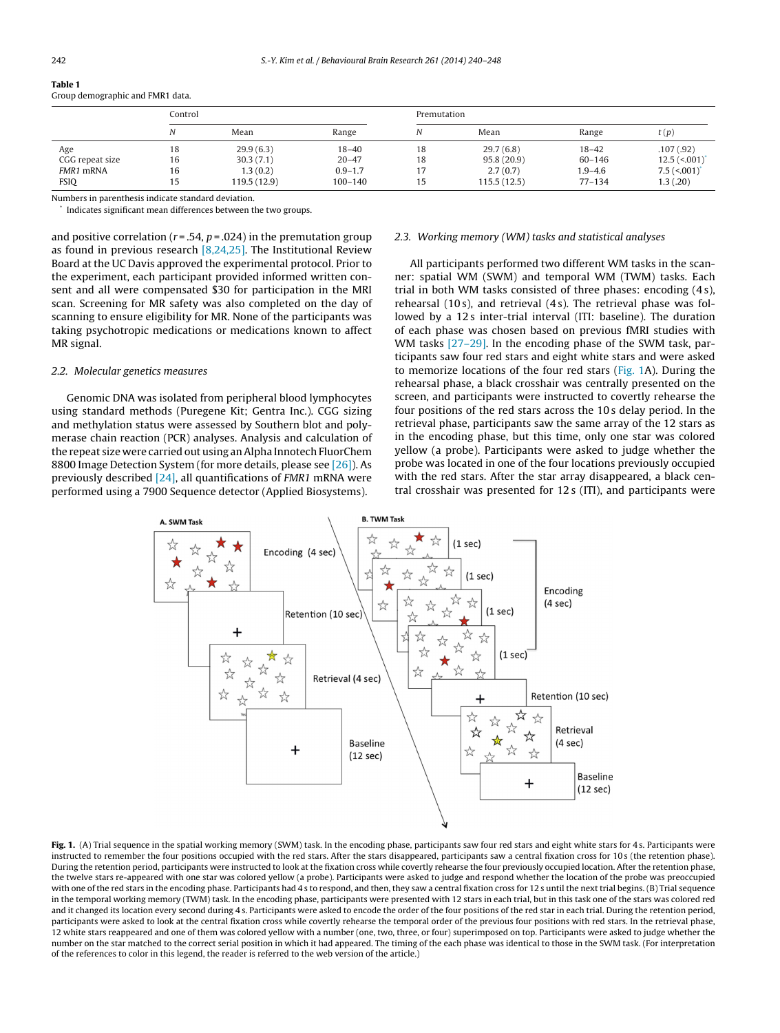**Table 1**
Group demographic and FMR1 data.

| | Control | | | Premutation | | | |
|---|---|---|---|---|---|---|---|
| | *N* | Mean | Range | *N* | Mean | Range | *t* (*p*) |
| Age | 18 | 29.9 (6.3) | 18–40 | 18 | 29.7 (6.8) | 18–42 | .107 (.92) |
| CGG repeat size | 16 | 30.3 (7.1) | 20–47 | 18 | 95.8 (20.9) | 60–146 | 12.5 (<.001)* |
| *FMR1* mRNA | 16 | 1.3 (0.2) | 0.9–1.7 | 17 | 2.7 (0.7) | 1.9–4.6 | 7.5 (<.001)* |
| FSIQ | 15 | 119.5 (12.9) | 100–140 | 15 | 115.5 (12.5) | 77–134 | 1.3 (.20) |

Numbers in parenthesis indicate standard deviation.
\* Indicates significant mean differences between the two groups.

and positive correlation ($r = .54$, $p = .024$) in the premutation group as found in previous research [8,24,25]. The Institutional Review Board at the UC Davis approved the experimental protocol. Prior to the experiment, each participant provided informed written consent and all were compensated $30 for participation in the MRI scan. Screening for MR safety was also completed on the day of scanning to ensure eligibility for MR. None of the participants was taking psychotropic medications or medications known to affect MR signal.

### 2.2. Molecular genetics measures

Genomic DNA was isolated from peripheral blood lymphocytes using standard methods (Puregene Kit; Gentra Inc.). CGG sizing and methylation status were assessed by Southern blot and polymerase chain reaction (PCR) analyses. Analysis and calculation of the repeat size were carried out using an Alpha Innotech FluorChem 8800 Image Detection System (for more details, please see [26]). As previously described [24], all quantifications of *FMR1* mRNA were performed using a 7900 Sequence detector (Applied Biosystems).

### 2.3. Working memory (WM) tasks and statistical analyses

All participants performed two different WM tasks in the scanner: spatial WM (SWM) and temporal WM (TWM) tasks. Each trial in both WM tasks consisted of three phases: encoding (4 s), rehearsal (10 s), and retrieval (4 s). The retrieval phase was followed by a 12 s inter-trial interval (ITI: baseline). The duration of each phase was chosen based on previous fMRI studies with WM tasks [27–29]. In the encoding phase of the SWM task, participants saw four red stars and eight white stars and were asked to memorize locations of the four red stars (Fig. 1A). During the rehearsal phase, a black crosshair was centrally presented on the screen, and participants were instructed to covertly rehearse the four positions of the red stars across the 10 s delay period. In the retrieval phase, participants saw the same array of the 12 stars as in the encoding phase, but this time, only one star was colored yellow (a probe). Participants were asked to judge whether the probe was located in one of the four locations previously occupied with the red stars. After the star array disappeared, a black central crosshair was presented for 12 s (ITI), and participants were

**Fig. 1.** (A) Trial sequence in the spatial working memory (SWM) task. In the encoding phase, participants saw four red stars and eight white stars for 4 s. Participants were instructed to remember the four positions occupied with the red stars. After the stars disappeared, participants saw a central fixation cross for 10 s (the retention phase). During the retention period, participants were instructed to look at the fixation cross while covertly rehearse the four previously occupied location. After the retention phase, the twelve stars re-appeared with one star was colored yellow (a probe). Participants were asked to judge and respond whether the location of the probe was preoccupied with one of the red stars in the encoding phase. Participants had 4 s to respond, and then, they saw a central fixation cross for 12 s until the next trial begins. (B) Trial sequence in the temporal working memory (TWM) task. In the encoding phase, participants were presented with 12 stars in each trial, but in this task one of the stars was colored red and it changed its location every second during 4 s. Participants were asked to encode the order of the four positions of the red star in each trial. During the retention period, participants were asked to look at the central fixation cross while covertly rehearse the temporal order of the previous four positions with red stars. In the retrieval phase, 12 white stars reappeared and one of them was colored yellow with a number (one, two, three, or four) superimposed on top. Participants were asked to judge whether the number on the star matched to the correct serial position in which it had appeared. The timing of the each phase was identical to those in the SWM task. (For interpretation of the references to color in this legend, the reader is referred to the web version of the article.)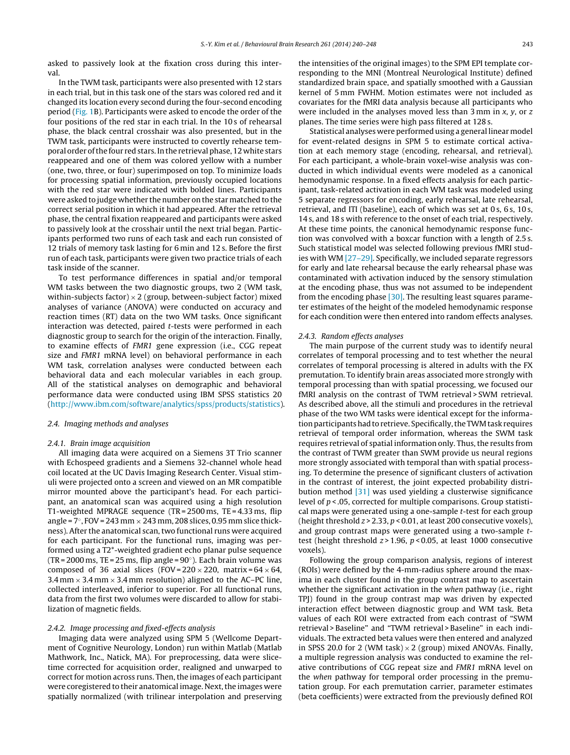asked to passively look at the fixation cross during this interval.

In the TWM task, participants were also presented with 12 stars in each trial, but in this task one of the stars was colored red and it changed its location every second during the four-second encoding period (Fig. 1B). Participants were asked to encode the order of the four positions of the red star in each trial. In the 10 s of rehearsal phase, the black central crosshair was also presented, but in the TWM task, participants were instructed to covertly rehearse temporal order of the four red stars. In the retrieval phase, 12 white stars reappeared and one of them was colored yellow with a number (one, two, three, or four) superimposed on top. To minimize loads for processing spatial information, previously occupied locations with the red star were indicated with bolded lines. Participants were asked to judge whether the number on the star matched to the correct serial position in which it had appeared. After the retrieval phase, the central fixation reappeared and participants were asked to passively look at the crosshair until the next trial began. Participants performed two runs of each task and each run consisted of 12 trials of memory task lasting for 6 min and 12 s. Before the first run of each task, participants were given two practice trials of each task inside of the scanner.

To test performance differences in spatial and/or temporal WM tasks between the two diagnostic groups, two 2 (WM task, within-subjects factor) × 2 (group, between-subject factor) mixed analyses of variance (ANOVA) were conducted on accuracy and reaction times (RT) data on the two WM tasks. Once significant interaction was detected, paired *t*-tests were performed in each diagnostic group to search for the origin of the interaction. Finally, to examine effects of *FMR1* gene expression (i.e., CGG repeat size and *FMR1* mRNA level) on behavioral performance in each WM task, correlation analyses were conducted between each behavioral data and each molecular variables in each group. All of the statistical analyses on demographic and behavioral performance data were conducted using IBM SPSS statistics 20 (http://www.ibm.com/software/analytics/spss/products/statistics).

### 2.4. Imaging methods and analyses

#### 2.4.1. Brain image acquisition

All imaging data were acquired on a Siemens 3T Trio scanner with Echospeed gradients and a Siemens 32-channel whole head coil located at the UC Davis Imaging Research Center. Visual stimuli were projected onto a screen and viewed on an MR compatible mirror mounted above the participant's head. For each participant, an anatomical scan was acquired using a high resolution T1-weighted MPRAGE sequence (TR = 2500 ms, TE = 4.33 ms, flip angle = 7°, FOV = 243 mm × 243 mm, 208 slices, 0.95 mm slice thickness). After the anatomical scan, two functional runs were acquired for each participant. For the functional runs, imaging was performed using a T2*-weighted gradient echo planar pulse sequence (TR = 2000 ms, TE = 25 ms, flip angle = 90°). Each brain volume was composed of 36 axial slices (FOV = 220 × 220, matrix = 64 × 64, 3.4 mm × 3.4 mm × 3.4 mm resolution) aligned to the AC–PC line, collected interleaved, inferior to superior. For all functional runs, data from the first two volumes were discarded to allow for stabilization of magnetic fields.

#### 2.4.2. Image processing and fixed-effects analysis

Imaging data were analyzed using SPM 5 (Wellcome Department of Cognitive Neurology, London) run within Matlab (Matlab Mathwork, Inc., Natick, MA). For preprocessing, data were slice-time corrected for acquisition order, realigned and unwarped to correct for motion across runs. Then, the images of each participant were coregistered to their anatomical image. Next, the images were spatially normalized (with trilinear interpolation and preserving the intensities of the original images) to the SPM EPI template corresponding to the MNI (Montreal Neurological Institute) defined standardized brain space, and spatially smoothed with a Gaussian kernel of 5 mm FWHM. Motion estimates were not included as covariates for the fMRI data analysis because all participants who were included in the analyses moved less than 3 mm in *x*, *y*, or *z* planes. The time series were high pass filtered at 128 s.

Statistical analyses were performed using a general linear model for event-related designs in SPM 5 to estimate cortical activation at each memory stage (encoding, rehearsal, and retrieval). For each participant, a whole-brain voxel-wise analysis was conducted in which individual events were modeled as a canonical hemodynamic response. In a fixed effects analysis for each participant, task-related activation in each WM task was modeled using 5 separate regressors for encoding, early rehearsal, late rehearsal, retrieval, and ITI (baseline), each of which was set at 0 s, 6 s, 10 s, 14 s, and 18 s with reference to the onset of each trial, respectively. At these time points, the canonical hemodynamic response function was convolved with a boxcar function with a length of 2.5 s. Such statistical model was selected following previous fMRI studies with WM [27–29]. Specifically, we included separate regressors for early and late rehearsal because the early rehearsal phase was contaminated with activation induced by the sensory stimulation at the encoding phase, thus was not assumed to be independent from the encoding phase [30]. The resulting least squares parameter estimates of the height of the modeled hemodynamic response for each condition were then entered into random effects analyses.

#### 2.4.3. Random effects analyses

The main purpose of the current study was to identify neural correlates of temporal processing and to test whether the neural correlates of temporal processing is altered in adults with the FX premutation. To identify brain areas associated more strongly with temporal processing than with spatial processing, we focused our fMRI analysis on the contrast of TWM retrieval > SWM retrieval. As described above, all the stimuli and procedures in the retrieval phase of the two WM tasks were identical except for the information participants had to retrieve. Specifically, the TWM task requires retrieval of temporal order information, whereas the SWM task requires retrieval of spatial information only. Thus, the results from the contrast of TWM greater than SWM provide us neural regions more strongly associated with temporal than with spatial processing. To determine the presence of significant clusters of activation in the contrast of interest, the joint expected probability distribution method [31] was used yielding a clusterwise significance level of $p < .05$, corrected for multiple comparisons. Group statistical maps were generated using a one-sample *t*-test for each group (height threshold $z > 2.33$, $p < 0.01$, at least 200 consecutive voxels), and group contrast maps were generated using a two-sample *t*-test (height threshold $z > 1.96$, $p < 0.05$, at least 1000 consecutive voxels).

Following the group comparison analysis, regions of interest (ROIs) were defined by the 4-mm-radius sphere around the maxima in each cluster found in the group contrast map to ascertain whether the significant activation in the *when* pathway (i.e., right TPJ) found in the group contrast map was driven by expected interaction effect between diagnostic group and WM task. Beta values of each ROI were extracted from each contrast of "SWM retrieval > Baseline" and "TWM retrieval > Baseline" in each individuals. The extracted beta values were then entered and analyzed in SPSS 20.0 for 2 (WM task) × 2 (group) mixed ANOVAs. Finally, a multiple regression analysis was conducted to examine the relative contributions of CGG repeat size and *FMR1* mRNA level on the *when* pathway for temporal order processing in the premutation group. For each premutation carrier, parameter estimates (beta coefficients) were extracted from the previously defined ROI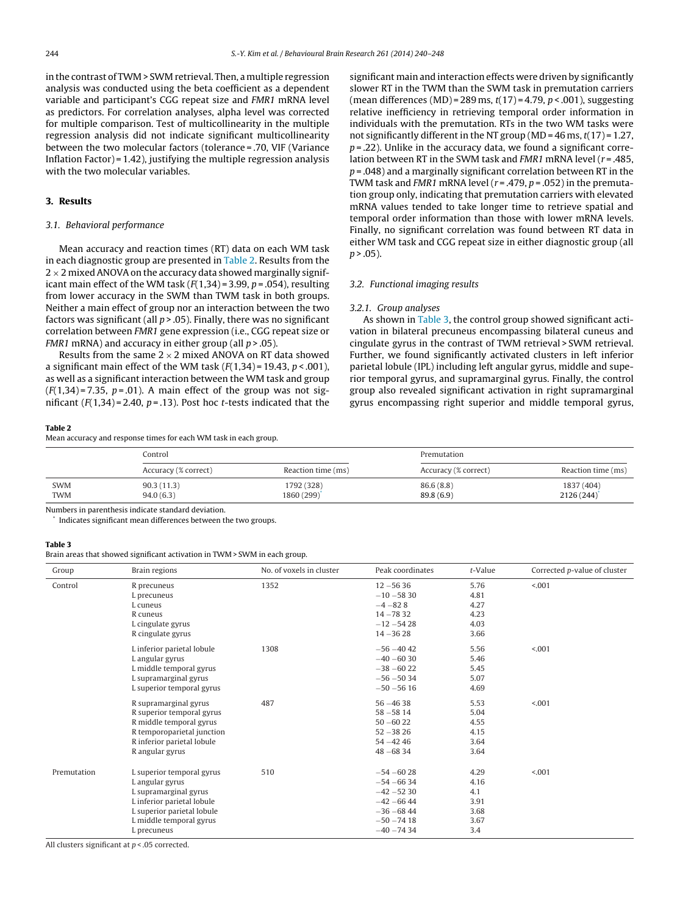in the contrast of TWM > SWM retrieval. Then, a multiple regression analysis was conducted using the beta coefficient as a dependent variable and participant's CGG repeat size and *FMR1* mRNA level as predictors. For correlation analyses, alpha level was corrected for multiple comparison. Test of multicollinearity in the multiple regression analysis did not indicate significant multicollinearity between the two molecular factors (tolerance = .70, VIF (Variance Inflation Factor) = 1.42), justifying the multiple regression analysis with the two molecular variables.

## 3. Results

### 3.1. Behavioral performance

Mean accuracy and reaction times (RT) data on each WM task in each diagnostic group are presented in Table 2. Results from the $2 \times 2$ mixed ANOVA on the accuracy data showed marginally significant main effect of the WM task ($F(1,34) = 3.99$, $p = .054$), resulting from lower accuracy in the SWM than TWM task in both groups. Neither a main effect of group nor an interaction between the two factors was significant (all $p > .05$). Finally, there was no significant correlation between *FMR1* gene expression (i.e., CGG repeat size or *FMR1* mRNA) and accuracy in either group (all $p > .05$).

Results from the same $2 \times 2$ mixed ANOVA on RT data showed a significant main effect of the WM task ($F(1,34) = 19.43$, $p < .001$), as well as a significant interaction between the WM task and group ($F(1,34) = 7.35$, $p = .01$). A main effect of the group was not significant ($F(1,34) = 2.40$, $p = .13$). Post hoc *t*-tests indicated that the significant main and interaction effects were driven by significantly slower RT in the TWM than the SWM task in premutation carriers (mean differences (MD) = 289 ms, $t(17) = 4.79$, $p < .001$), suggesting relative inefficiency in retrieving temporal order information in individuals with the premutation. RTs in the two WM tasks were not significantly different in the NT group (MD = 46 ms, $t(17) = 1.27$, $p = .22$). Unlike in the accuracy data, we found a significant correlation between RT in the SWM task and *FMR1* mRNA level ($r = .485$, $p = .048$) and a marginally significant correlation between RT in the TWM task and *FMR1* mRNA level ($r = .479$, $p = .052$) in the premutation group only, indicating that premutation carriers with elevated mRNA values tended to take longer time to retrieve spatial and temporal order information than those with lower mRNA levels. Finally, no significant correlation was found between RT data in either WM task and CGG repeat size in either diagnostic group (all $p > .05$).

### 3.2. Functional imaging results

#### 3.2.1. Group analyses

As shown in Table 3, the control group showed significant activation in bilateral precuneus encompassing bilateral cuneus and cingulate gyrus in the contrast of TWM retrieval > SWM retrieval. Further, we found significantly activated clusters in left inferior parietal lobule (IPL) including left angular gyrus, middle and superior temporal gyrus, and supramarginal gyrus. Finally, the control group also revealed significant activation in right supramarginal gyrus encompassing right superior and middle temporal gyrus,

**Table 2**
Mean accuracy and response times for each WM task in each group.

| | Control | | Premutation | |
|---|---|---|---|---|
| | Accuracy (% correct) | Reaction time (ms) | Accuracy (% correct) | Reaction time (ms) |
| SWM | 90.3 (11.3) | 1792 (328) | 86.6 (8.8) | 1837 (404) |
| TWM | 94.0 (6.3) | 1860 (299)* | 89.8 (6.9) | 2126 (244)* |

Numbers in parenthesis indicate standard deviation.
* Indicates significant mean differences between the two groups.

**Table 3**
Brain areas that showed significant activation in TWM > SWM in each group.

| Group | Brain regions | No. of voxels in cluster | Peak coordinates | *t*-Value | Corrected *p*-value of cluster |
|---|---|---|---|---|---|
| Control | R precuneus | 1352 | 12 −56 36 | 5.76 | <.001 |
| | L precuneus | | −10 −58 30 | 4.81 | |
| | L cuneus | | −4 −82 8 | 4.27 | |
| | R cuneus | | 14 −78 32 | 4.23 | |
| | L cingulate gyrus | | −12 −54 28 | 4.03 | |
| | R cingulate gyrus | | 14 −36 28 | 3.66 | |
| | L inferior parietal lobule | 1308 | −56 −40 42 | 5.56 | <.001 |
| | L angular gyrus | | −40 −60 30 | 5.46 | |
| | L middle temporal gyrus | | −38 −60 22 | 5.45 | |
| | L supramarginal gyrus | | −56 −50 34 | 5.07 | |
| | L superior temporal gyrus | | −50 −56 16 | 4.69 | |
| | R supramarginal gyrus | 487 | 56 −46 38 | 5.53 | <.001 |
| | R superior temporal gyrus | | 58 −58 14 | 5.04 | |
| | R middle temporal gyrus | | 50 −60 22 | 4.55 | |
| | R temporoparietal junction | | 52 −38 26 | 4.15 | |
| | R inferior parietal lobule | | 54 −42 46 | 3.64 | |
| | R angular gyrus | | 48 −68 34 | 3.64 | |
| Premutation | L superior temporal gyrus | 510 | −54 −60 28 | 4.29 | <.001 |
| | L angular gyrus | | −54 −66 34 | 4.16 | |
| | L supramarginal gyrus | | −42 −52 30 | 4.1 | |
| | L inferior parietal lobule | | −42 −66 44 | 3.91 | |
| | L superior parietal lobule | | −36 −68 44 | 3.68 | |
| | L middle temporal gyrus | | −50 −74 18 | 3.67 | |
| | L precuneus | | −40 −74 34 | 3.4 | |

All clusters significant at $p < .05$ corrected.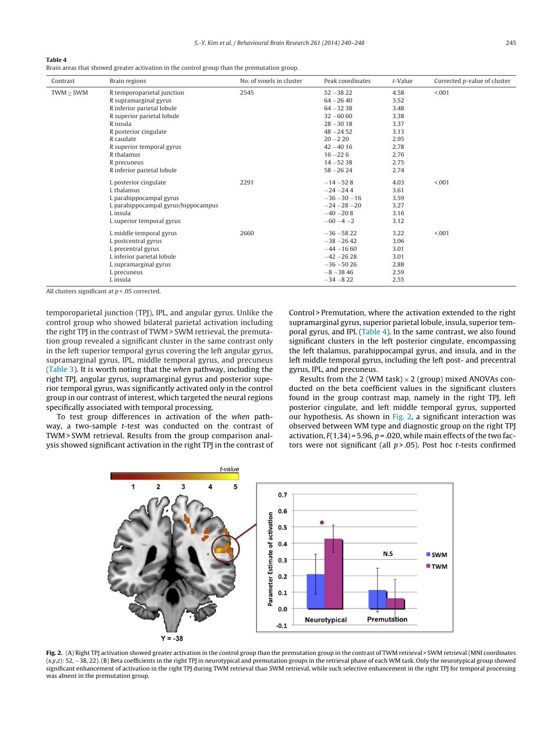**Table 4**
Brain areas that showed greater activation in the control group than the premutation group.

| Contrast | Brain regions | No. of voxels in cluster | Peak coordinates | *t*-Value | Corrected *p*-value of cluster |
|---|---|---|---|---|---|
| TWM ≥ SWM | R temporoparietal junction | 2545 | 52 −38 22 | 4.58 | <.001 |
| | R supramarginal gyrus | | 64 −26 40 | 3.52 | |
| | R inferior parietal lobule | | 64 −32 38 | 3.48 | |
| | R superior parietal lobule | | 32 −60 60 | 3.38 | |
| | R insula | | 28 −30 18 | 3.37 | |
| | R posterior cingulate | | 48 −24 52 | 3.13 | |
| | R caudate | | 20 −2 20 | 2.95 | |
| | R superior temporal gyrus | | 42 −40 16 | 2.78 | |
| | R thalamus | | 16 −22 6 | 2.76 | |
| | R precuneus | | 14 −52 38 | 2.75 | |
| | R inferior parietal lobule | | 58 −26 24 | 2.74 | |
| | L posterior cingulate | 2291 | −14 −52 8 | 4.03 | <.001 |
| | L thalamus | | −24 −24 4 | 3.61 | |
| | L parahippocampal gyrus | | −36 −30 −16 | 3.59 | |
| | L parahippocampal gyrus/hippocampus | | −24 −28 −20 | 3.27 | |
| | L insula | | −40 −20 8 | 3.16 | |
| | L superior temporal gyrus | | −60 −4 −2 | 3.12 | |
| | L middle temporal gyrus | 2660 | −36 −58 22 | 3.22 | <.001 |
| | L postcentral gyrus | | −38 −26 42 | 3.06 | |
| | L precentral gyrus | | −44 −16 60 | 3.01 | |
| | L inferior parietal lobule | | −42 −26 28 | 3.01 | |
| | L supramarginal gyrus | | −36 −50 26 | 2.88 | |
| | L precuneus | | −8 −38 46 | 2.59 | |
| | L insula | | −34 −8 22 | 2.55 | |

All clusters significant at $p < .05$ corrected.

temporoparietal junction (TPJ), IPL, and angular gyrus. Unlike the control group who showed bilateral parietal activation including the right TPJ in the contrast of TWM > SWM retrieval, the premutation group revealed a significant cluster in the same contrast only in the left superior temporal gyrus covering the left angular gyrus, supramarginal gyrus, IPL, middle temporal gyrus, and precuneus (Table 3). It is worth noting that the *when* pathway, including the right TPJ, angular gyrus, supramarginal gyrus and posterior superior temporal gyrus, was significantly activated only in the control group in our contrast of interest, which targeted the neural regions specifically associated with temporal processing.

To test group differences in activation of the *when* pathway, a two-sample *t*-test was conducted on the contrast of TWM > SWM retrieval. Results from the group comparison analysis showed significant activation in the right TPJ in the contrast of Control > Premutation, where the activation extended to the right supramarginal gyrus, superior parietal lobule, insula, superior temporal gyrus, and IPL (Table 4). In the same contrast, we also found significant clusters in the left posterior cingulate, encompassing the left thalamus, parahippocampal gyrus, and insula, and in the left middle temporal gyrus, including the left post- and precentral gyrus, IPL, and precuneus.

Results from the 2 (WM task) × 2 (group) mixed ANOVAs conducted on the beta coefficient values in the significant clusters found in the group contrast map, namely in the right TPJ, left posterior cingulate, and left middle temporal gyrus, supported our hypothesis. As shown in Fig. 2, a significant interaction was observed between WM type and diagnostic group on the right TPJ activation, $F(1,34) = 5.96$, $p = .020$, while main effects of the two factors were not significant (all $p > .05$). Post hoc *t*-tests confirmed

**Fig. 2.** (A) Right TPJ activation showed greater activation in the control group than the premutation group in the contrast of TWM retrieval > SWM retrieval (MNI coordinates (*x*,*y*,*z*): 52, −38, 22). (B) Beta coefficients in the right TPJ in neurotypical and premutation groups in the retrieval phase of each WM task. Only the neurotypical group showed significant enhancement of activation in the right TPJ during TWM retrieval than SWM retrieval, while such selective enhancement in the right TPJ for temporal processing was absent in the premutation group.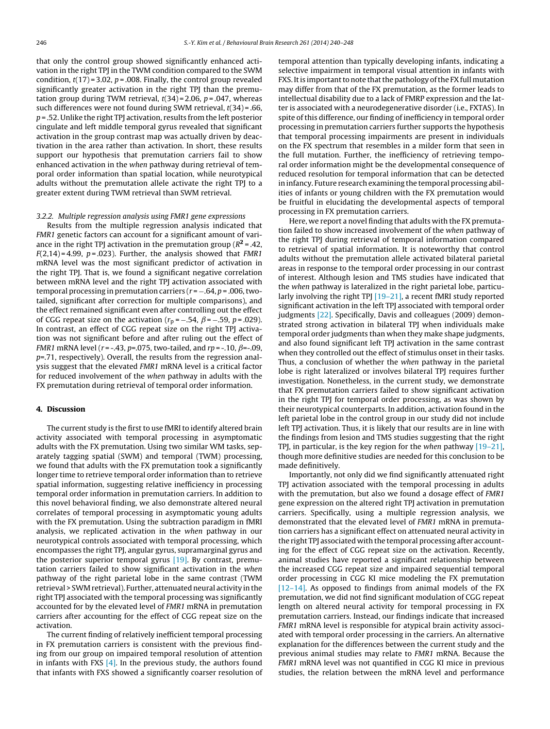that only the control group showed significantly enhanced activation in the right TPJ in the TWM condition compared to the SWM condition, $t(17) = 3.02$, $p = .008$. Finally, the control group revealed significantly greater activation in the right TPJ than the premutation group during TWM retrieval, $t(34) = 2.06$, $p = .047$, whereas such differences were not found during SWM retrieval, $t(34) = .66$, $p = .52$. Unlike the right TPJ activation, results from the left posterior cingulate and left middle temporal gyrus revealed that significant activation in the group contrast map was actually driven by deactivation in the area rather than activation. In short, these results support our hypothesis that premutation carriers fail to show enhanced activation in the *when* pathway during retrieval of temporal order information than spatial location, while neurotypical adults without the premutation allele activate the right TPJ to a greater extent during TWM retrieval than SWM retrieval.

### 3.2.2. Multiple regression analysis using FMR1 gene expressions

Results from the multiple regression analysis indicated that *FMR1* genetic factors can account for a significant amount of variance in the right TPJ activation in the premutation group ($R^2 = .42$, $F(2,14) = 4.99$, $p = .023$). Further, the analysis showed that *FMR1* mRNA level was the most significant predictor of activation in the right TPJ. That is, we found a significant negative correlation between mRNA level and the right TPJ activation associated with temporal processing in premutation carriers ($r = -.64$, $p = .006$, two-tailed, significant after correction for multiple comparisons), and the effect remained significant even after controlling out the effect of CGG repeat size on the activation ($r_p = -.54$, $\beta = -.59$, $p = .029$). In contrast, an effect of CGG repeat size on the right TPJ activation was not significant before and after ruling out the effect of *FMR1* mRNA level ($r = -.43$, $p = .075$, two-tailed, and $rp = -.10$, $\beta = -.09$, $p = .71$, respectively). Overall, the results from the regression analysis suggest that the elevated *FMR1* mRNA level is a critical factor for reduced involvement of the *when* pathway in adults with the FX premutation during retrieval of temporal order information.

## 4. Discussion

The current study is the first to use fMRI to identify altered brain activity associated with temporal processing in asymptomatic adults with the FX premutation. Using two similar WM tasks, separately tagging spatial (SWM) and temporal (TWM) processing, we found that adults with the FX premutation took a significantly longer time to retrieve temporal order information than to retrieve spatial information, suggesting relative inefficiency in processing temporal order information in premutation carriers. In addition to this novel behavioral finding, we also demonstrate altered neural correlates of temporal processing in asymptomatic young adults with the FX premutation. Using the subtraction paradigm in fMRI analysis, we replicated activation in the *when* pathway in our neurotypical controls associated with temporal processing, which encompasses the right TPJ, angular gyrus, supramarginal gyrus and the posterior superior temporal gyrus [19]. By contrast, premutation carriers failed to show significant activation in the *when* pathway of the right parietal lobe in the same contrast (TWM retrieval > SWM retrieval). Further, attenuated neural activity in the right TPJ associated with the temporal processing was significantly accounted for by the elevated level of *FMR1* mRNA in premutation carriers after accounting for the effect of CGG repeat size on the activation.

The current finding of relatively inefficient temporal processing in FX premutation carriers is consistent with the previous finding from our group on impaired temporal resolution of attention in infants with FXS [4]. In the previous study, the authors found that infants with FXS showed a significantly coarser resolution of temporal attention than typically developing infants, indicating a selective impairment in temporal visual attention in infants with FXS. It is important to note that the pathology of the FX full mutation may differ from that of the FX premutation, as the former leads to intellectual disability due to a lack of FMRP expression and the latter is associated with a neurodegenerative disorder (i.e., FXTAS). In spite of this difference, our finding of inefficiency in temporal order processing in premutation carriers further supports the hypothesis that temporal processing impairments are present in individuals on the FX spectrum that resembles in a milder form that seen in the full mutation. Further, the inefficiency of retrieving temporal order information might be the developmental consequence of reduced resolution for temporal information that can be detected in infancy. Future research examining the temporal processing abilities of infants or young children with the FX premutation would be fruitful in elucidating the developmental aspects of temporal processing in FX premutation carriers.

Here, we report a novel finding that adults with the FX premutation failed to show increased involvement of the *when* pathway of the right TPJ during retrieval of temporal information compared to retrieval of spatial information. It is noteworthy that control adults without the premutation allele activated bilateral parietal areas in response to the temporal order processing in our contrast of interest. Although lesion and TMS studies have indicated that the *when* pathway is lateralized in the right parietal lobe, particularly involving the right TPJ [19–21], a recent fMRI study reported significant activation in the left TPJ associated with temporal order judgments [22]. Specifically, Davis and colleagues (2009) demonstrated strong activation in bilateral TPJ when individuals make temporal order judgments than when they make shape judgments, and also found significant left TPJ activation in the same contrast when they controlled out the effect of stimulus onset in their tasks. Thus, a conclusion of whether the *when* pathway in the parietal lobe is right lateralized or involves bilateral TPJ requires further investigation. Nonetheless, in the current study, we demonstrate that FX premutation carriers failed to show significant activation in the right TPJ for temporal order processing, as was shown by their neurotypical counterparts. In addition, activation found in the left parietal lobe in the control group in our study did not include left TPJ activation. Thus, it is likely that our results are in line with the findings from lesion and TMS studies suggesting that the right TPJ, in particular, is the key region for the *when* pathway [19–21], though more definitive studies are needed for this conclusion to be made definitively.

Importantly, not only did we find significantly attenuated right TPJ activation associated with the temporal processing in adults with the premutation, but also we found a dosage effect of *FMR1* gene expression on the altered right TPJ activation in premutation carriers. Specifically, using a multiple regression analysis, we demonstrated that the elevated level of *FMR1* mRNA in premutation carriers has a significant effect on attenuated neural activity in the right TPJ associated with the temporal processing after accounting for the effect of CGG repeat size on the activation. Recently, animal studies have reported a significant relationship between the increased CGG repeat size and impaired sequential temporal order processing in CGG KI mice modeling the FX premutation [12–14]. As opposed to findings from animal models of the FX premutation, we did not find significant modulation of CGG repeat length on altered neural activity for temporal processing in FX premutation carriers. Instead, our findings indicate that increased *FMR1* mRNA level is responsible for atypical brain activity associated with temporal order processing in the carriers. An alternative explanation for the differences between the current study and the previous animal studies may relate to *FMR1* mRNA. Because the *FMR1* mRNA level was not quantified in CGG KI mice in previous studies, the relation between the mRNA level and performance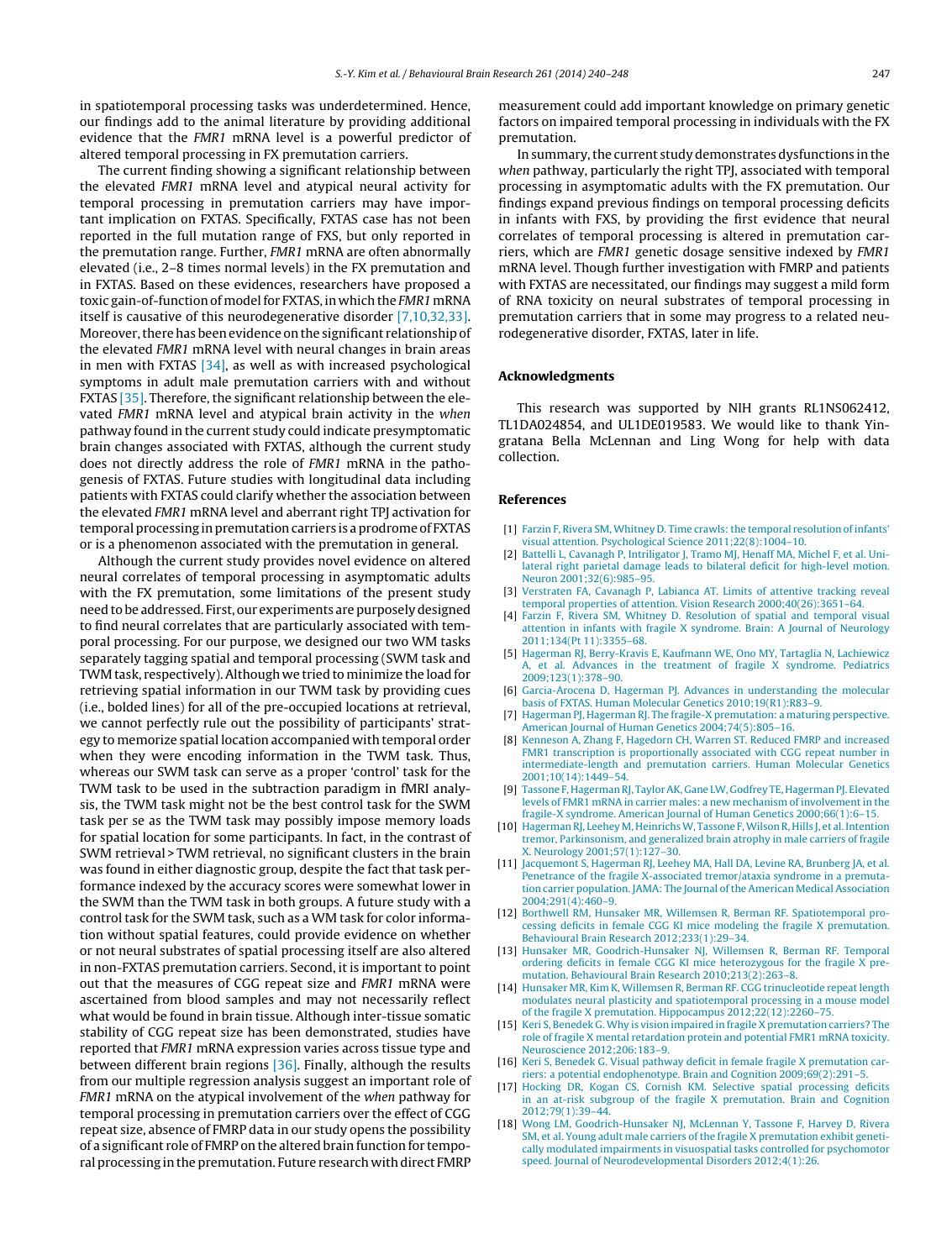in spatiotemporal processing tasks was underdetermined. Hence, our findings add to the animal literature by providing additional evidence that the *FMR1* mRNA level is a powerful predictor of altered temporal processing in FX premutation carriers.

The current finding showing a significant relationship between the elevated *FMR1* mRNA level and atypical neural activity for temporal processing in premutation carriers may have important implication on FXTAS. Specifically, FXTAS case has not been reported in the full mutation range of FXS, but only reported in the premutation range. Further, *FMR1* mRNA are often abnormally elevated (i.e., 2–8 times normal levels) in the FX premutation and in FXTAS. Based on these evidences, researchers have proposed a toxic gain-of-function of model for FXTAS, in which the *FMR1* mRNA itself is causative of this neurodegenerative disorder [7,10,32,33]. Moreover, there has been evidence on the significant relationship of the elevated *FMR1* mRNA level with neural changes in brain areas in men with FXTAS [34], as well as with increased psychological symptoms in adult male premutation carriers with and without FXTAS [35]. Therefore, the significant relationship between the elevated *FMR1* mRNA level and atypical brain activity in the *when* pathway found in the current study could indicate presymptomatic brain changes associated with FXTAS, although the current study does not directly address the role of *FMR1* mRNA in the pathogenesis of FXTAS. Future studies with longitudinal data including patients with FXTAS could clarify whether the association between the elevated *FMR1* mRNA level and aberrant right TPJ activation for temporal processing in premutation carriers is a prodrome of FXTAS or is a phenomenon associated with the premutation in general.

Although the current study provides novel evidence on altered neural correlates of temporal processing in asymptomatic adults with the FX premutation, some limitations of the present study need to be addressed. First, our experiments are purposely designed to find neural correlates that are particularly associated with temporal processing. For our purpose, we designed our two WM tasks separately tagging spatial and temporal processing (SWM task and TWM task, respectively). Although we tried to minimize the load for retrieving spatial information in our TWM task by providing cues (i.e., bolded lines) for all of the pre-occupied locations at retrieval, we cannot perfectly rule out the possibility of participants' strategy to memorize spatial location accompanied with temporal order when they were encoding information in the TWM task. Thus, whereas our SWM task can serve as a proper 'control' task for the TWM task to be used in the subtraction paradigm in fMRI analysis, the TWM task might not be the best control task for the SWM task per se as the TWM task may possibly impose memory loads for spatial location for some participants. In fact, in the contrast of SWM retrieval > TWM retrieval, no significant clusters in the brain was found in either diagnostic group, despite the fact that task performance indexed by the accuracy scores were somewhat lower in the SWM than the TWM task in both groups. A future study with a control task for the SWM task, such as a WM task for color information without spatial features, could provide evidence on whether or not neural substrates of spatial processing itself are also altered in non-FXTAS premutation carriers. Second, it is important to point out that the measures of CGG repeat size and *FMR1* mRNA were ascertained from blood samples and may not necessarily reflect what would be found in brain tissue. Although inter-tissue somatic stability of CGG repeat size has been demonstrated, studies have reported that *FMR1* mRNA expression varies across tissue type and between different brain regions [36]. Finally, although the results from our multiple regression analysis suggest an important role of *FMR1* mRNA on the atypical involvement of the *when* pathway for temporal processing in premutation carriers over the effect of CGG repeat size, absence of FMRP data in our study opens the possibility of a significant role of FMRP on the altered brain function for temporal processing in the premutation. Future research with direct FMRP measurement could add important knowledge on primary genetic factors on impaired temporal processing in individuals with the FX premutation.

In summary, the current study demonstrates dysfunctions in the *when* pathway, particularly the right TPJ, associated with temporal processing in asymptomatic adults with the FX premutation. Our findings expand previous findings on temporal processing deficits in infants with FXS, by providing the first evidence that neural correlates of temporal processing is altered in premutation carriers, which are *FMR1* genetic dosage sensitive indexed by *FMR1* mRNA level. Though further investigation with FMRP and patients with FXTAS are necessitated, our findings may suggest a mild form of RNA toxicity on neural substrates of temporal processing in premutation carriers that in some may progress to a related neurodegenerative disorder, FXTAS, later in life.

## Acknowledgments

This research was supported by NIH grants RL1NS062412, TL1DA024854, and UL1DE019583. We would like to thank Yingratana Bella McLennan and Ling Wong for help with data collection.

## References

[1] Farzin F, Rivera SM, Whitney D. Time crawls: the temporal resolution of infants' visual attention. Psychological Science 2011;22(8):1004–10.

[2] Battelli L, Cavanagh P, Intriligator J, Tramo MJ, Henaff MA, Michel F, et al. Unilateral right parietal damage leads to bilateral deficit for high-level motion. Neuron 2001;32(6):985–95.

[3] Verstraten FA, Cavanagh P, Labianca AT. Limits of attentive tracking reveal temporal properties of attention. Vision Research 2000;40(26):3651–64.

[4] Farzin F, Rivera SM, Whitney D. Resolution of spatial and temporal visual attention in infants with fragile X syndrome. Brain: A Journal of Neurology 2011;134(Pt 11):3355–68.

[5] Hagerman RJ, Berry-Kravis E, Kaufmann WE, Ono MY, Tartaglia N, Lachiewicz A, et al. Advances in the treatment of fragile X syndrome. Pediatrics 2009;123(1):378–90.

[6] Garcia-Arocena D, Hagerman PJ. Advances in understanding the molecular basis of FXTAS. Human Molecular Genetics 2010;19(R1):R83–9.

[7] Hagerman PJ, Hagerman RJ. The fragile-X premutation: a maturing perspective. American Journal of Human Genetics 2004;74(5):805–16.

[8] Kenneson A, Zhang F, Hagedorn CH, Warren ST. Reduced FMRP and increased FMR1 transcription is proportionally associated with CGG repeat number in intermediate-length and premutation carriers. Human Molecular Genetics 2001;10(14):1449–54.

[9] Tassone F, Hagerman RJ, Taylor AK, Gane LW, Godfrey TE, Hagerman PJ. Elevated levels of FMR1 mRNA in carrier males: a new mechanism of involvement in the fragile-X syndrome. American Journal of Human Genetics 2000;66(1):6–15.

[10] Hagerman RJ, Leehey M, Heinrichs W, Tassone F, Wilson R, Hills J, et al. Intention tremor, Parkinsonism, and generalized brain atrophy in male carriers of fragile X. Neurology 2001;57(1):127–30.

[11] Jacquemont S, Hagerman RJ, Leehey MA, Hall DA, Levine RA, Brunberg JA, et al. Penetrance of the fragile X-associated tremor/ataxia syndrome in a premutation carrier population. JAMA: The Journal of the American Medical Association 2004;291(4):460–9.

[12] Borthwell RM, Hunsaker MR, Willemsen R, Berman RF. Spatiotemporal processing deficits in female CGG KI mice modeling the fragile X premutation. Behavioural Brain Research 2012;233(1):29–34.

[13] Hunsaker MR, Goodrich-Hunsaker NJ, Willemsen R, Berman RF. Temporal ordering deficits in female CGG KI mice heterozygous for the fragile X premutation. Behavioural Brain Research 2010;213(2):263–8.

[14] Hunsaker MR, Kim K, Willemsen R, Berman RF. CGG trinucleotide repeat length modulates neural plasticity and spatiotemporal processing in a mouse model of the fragile X premutation. Hippocampus 2012;22(12):2260–75.

[15] Keri S, Benedek G. Why is vision impaired in fragile X premutation carriers? The role of fragile X mental retardation protein and potential FMR1 mRNA toxicity. Neuroscience 2012;206:183–9.

[16] Keri S, Benedek G. Visual pathway deficit in female fragile X premutation carriers: a potential endophenotype. Brain and Cognition 2009;69(2):291–5.

[17] Hocking DR, Kogan CS, Cornish KM. Selective spatial processing deficits in an at-risk subgroup of the fragile X premutation. Brain and Cognition 2012;79(1):39–44.

[18] Wong LM, Goodrich-Hunsaker NJ, McLennan Y, Tassone F, Harvey D, Rivera SM, et al. Young adult male carriers of the fragile X premutation exhibit genetically modulated impairments in visuospatial tasks controlled for psychomotor speed. Journal of Neurodevelopmental Disorders 2012;4(1):26.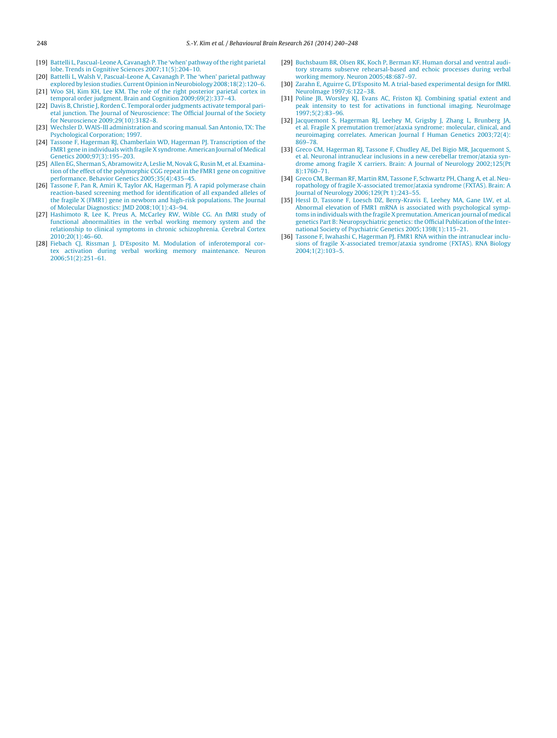[19] Battelli L, Pascual-Leone A, Cavanagh P. The 'when' pathway of the right parietal lobe. Trends in Cognitive Sciences 2007;11(5):204–10.

[20] Battelli L, Walsh V, Pascual-Leone A, Cavanagh P. The 'when' parietal pathway explored by lesion studies. Current Opinion in Neurobiology 2008;18(2):120–6.

[21] Woo SH, Kim KH, Lee KM. The role of the right posterior parietal cortex in temporal order judgment. Brain and Cognition 2009;69(2):337–43.

[22] Davis B, Christie J, Rorden C. Temporal order judgments activate temporal parietal junction. The Journal of Neuroscience: The Official Journal of the Society for Neuroscience 2009;29(10):3182–8.

[23] Wechsler D. WAIS-III administration and scoring manual. San Antonio, TX: The Psychological Corporation; 1997.

[24] Tassone F, Hagerman RJ, Chamberlain WD, Hagerman PJ. Transcription of the FMR1 gene in individuals with fragile X syndrome. American Journal of Medical Genetics 2000;97(3):195–203.

[25] Allen EG, Sherman S, Abramowitz A, Leslie M, Novak G, Rusin M, et al. Examination of the effect of the polymorphic CGG repeat in the FMR1 gene on cognitive performance. Behavior Genetics 2005;35(4):435–45.

[26] Tassone F, Pan R, Amiri K, Taylor AK, Hagerman PJ. A rapid polymerase chain reaction-based screening method for identification of all expanded alleles of the fragile X (FMR1) gene in newborn and high-risk populations. The Journal of Molecular Diagnostics: JMD 2008;10(1):43–94.

[27] Hashimoto R, Lee K, Preus A, McCarley RW, Wible CG. An fMRI study of functional abnormalities in the verbal working memory system and the relationship to clinical symptoms in chronic schizophrenia. Cerebral Cortex 2010;20(1):46–60.

[28] Fiebach CJ, Rissman J, D'Esposito M. Modulation of inferotemporal cortex activation during verbal working memory maintenance. Neuron 2006;51(2):251–61.

[29] Buchsbaum BR, Olsen RK, Koch P, Berman KF. Human dorsal and ventral auditory streams subserve rehearsal-based and echoic processes during verbal working memory. Neuron 2005;48:687–97.

[30] Zarahn E, Aguirre G, D'Esposito M. A trial-based experimental design for fMRI. NeuroImage 1997;6:122–38.

[31] Poline JB, Worsley KJ, Evans AC, Friston KJ. Combining spatial extent and peak intensity to test for activations in functional imaging. NeuroImage 1997;5(2):83–96.

[32] Jacquemont S, Hagerman RJ, Leehey M, Grigsby J, Zhang L, Brunberg JA, et al. Fragile X premutation tremor/ataxia syndrome: molecular, clinical, and neuroimaging correlates. American Journal f Human Genetics 2003;72(4): 869–78.

[33] Greco CM, Hagerman RJ, Tassone F, Chudley AE, Del Bigio MR, Jacquemont S, et al. Neuronal intranuclear inclusions in a new cerebellar tremor/ataxia syndrome among fragile X carriers. Brain: A Journal of Neurology 2002;125(Pt 8):1760–71.

[34] Greco CM, Berman RF, Martin RM, Tassone F, Schwartz PH, Chang A, et al. Neuropathology of fragile X-associated tremor/ataxia syndrome (FXTAS). Brain: A Journal of Neurology 2006;129(Pt 1):243–55.

[35] Hessl D, Tassone F, Loesch DZ, Berry-Kravis E, Leehey MA, Gane LW, et al. Abnormal elevation of FMR1 mRNA is associated with psychological symptoms in individuals with the fragile X premutation. American journal of medical genetics Part B: Neuropsychiatric genetics: the Official Publication of the International Society of Psychiatric Genetics 2005;139B(1):115–21.

[36] Tassone F, Iwahashi C, Hagerman PJ. FMR1 RNA within the intranuclear inclusions of fragile X-associated tremor/ataxia syndrome (FXTAS). RNA Biology 2004;1(2):103–5.